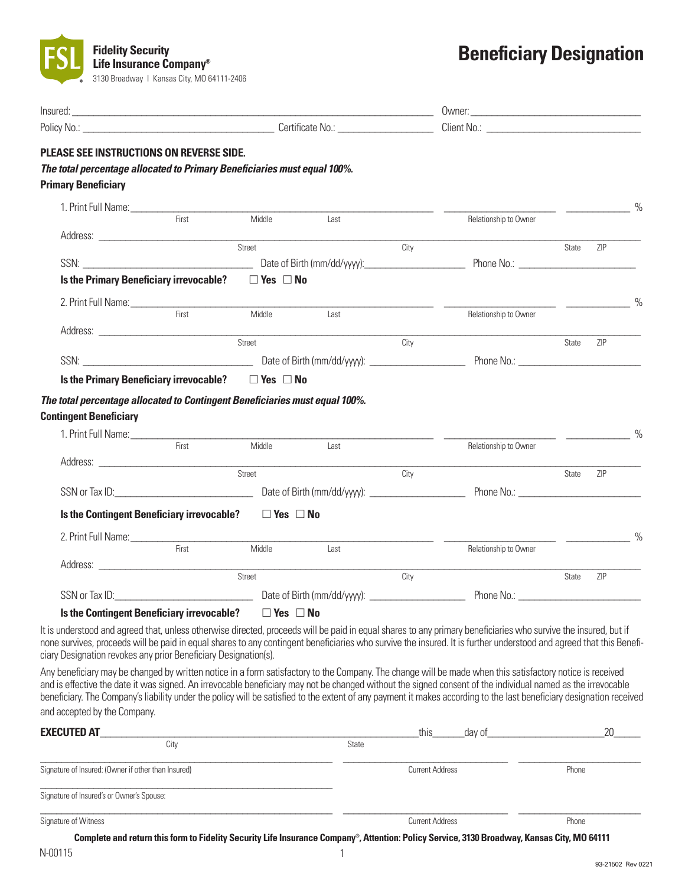**Fidelity Security Life Insurance Company®**
3130 Broadway | Kansas City, MO 64111-2406

# Beneficiary Designation

Insured: ______________________________ Owner: ______________________________

Policy No.: ______________________ Certificate No.: ______________________ Client No.: ______________________

**PLEASE SEE INSTRUCTIONS ON REVERSE SIDE.**

***The total percentage allocated to Primary Beneficiaries must equal 100%.***

**Primary Beneficiary**

1. Print Full Name: ______________________________ (First / Middle / Last) ______________ Relationship to Owner ________ %

   Address: ______________________________ (Street / City / State / ZIP)

   SSN: ______________ Date of Birth (mm/dd/yyyy): ______________ Phone No.: ______________

   **Is the Primary Beneficiary irrevocable?** ☐ **Yes** ☐ **No**

2. Print Full Name: ______________________________ (First / Middle / Last) ______________ Relationship to Owner ________ %

   Address: ______________________________ (Street / City / State / ZIP)

   SSN: ______________ Date of Birth (mm/dd/yyyy): ______________ Phone No.: ______________

   **Is the Primary Beneficiary irrevocable?** ☐ **Yes** ☐ **No**

***The total percentage allocated to Contingent Beneficiaries must equal 100%.***

**Contingent Beneficiary**

1. Print Full Name: ______________________________ (First / Middle / Last) ______________ Relationship to Owner ________ %

   Address: ______________________________ (Street / City / State / ZIP)

   SSN or Tax ID: ______________ Date of Birth (mm/dd/yyyy): ______________ Phone No.: ______________

   **Is the Contingent Beneficiary irrevocable?** ☐ **Yes** ☐ **No**

2. Print Full Name: ______________________________ (First / Middle / Last) ______________ Relationship to Owner ________ %

   Address: ______________________________ (Street / City / State / ZIP)

   SSN or Tax ID: ______________ Date of Birth (mm/dd/yyyy): ______________ Phone No.: ______________

   **Is the Contingent Beneficiary irrevocable?** ☐ **Yes** ☐ **No**

It is understood and agreed that, unless otherwise directed, proceeds will be paid in equal shares to any primary beneficiaries who survive the insured, but if none survives, proceeds will be paid in equal shares to any contingent beneficiaries who survive the insured. It is further understood and agreed that this Beneficiary Designation revokes any prior Beneficiary Designation(s).

Any beneficiary may be changed by written notice in a form satisfactory to the Company. The change will be made when this satisfactory notice is received and is effective the date it was signed. An irrevocable beneficiary may not be changed without the signed consent of the individual named as the irrevocable beneficiary. The Company's liability under the policy will be satisfied to the extent of any payment it makes according to the last beneficiary designation received and accepted by the Company.

**EXECUTED AT** ______________________ (City) ______________ (State) this ______ day of ______________ 20_____

______________________________ Signature of Insured: (Owner if other than Insured) ______________ Current Address ______________ Phone

______________________________ Signature of Insured's or Owner's Spouse:

______________________________ Signature of Witness ______________ Current Address ______________ Phone

**Complete and return this form to Fidelity Security Life Insurance Company®, Attention: Policy Service, 3130 Broadway, Kansas City, MO 64111**

N-00115

93-21502 Rev 0221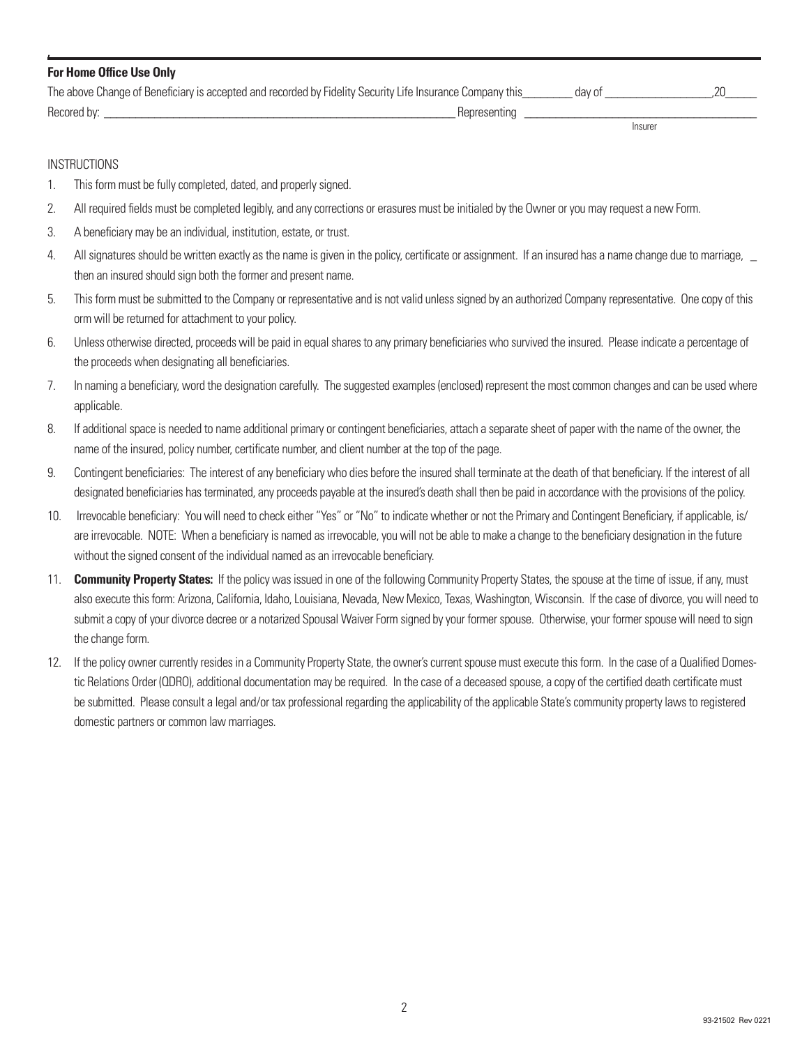**For Home Office Use Only**

The above Change of Beneficiary is accepted and recorded by Fidelity Security Life Insurance Company this________ day of __________________,20_____

Recored by: ______________________________________________________________ Representing ________________________________________

Insurer

INSTRUCTIONS

1. This form must be fully completed, dated, and properly signed.
2. All required fields must be completed legibly, and any corrections or erasures must be initialed by the Owner or you may request a new Form.
3. A beneficiary may be an individual, institution, estate, or trust.
4. All signatures should be written exactly as the name is given in the policy, certificate or assignment. If an insured has a name change due to marriage, _ then an insured should sign both the former and present name.
5. This form must be submitted to the Company or representative and is not valid unless signed by an authorized Company representative. One copy of this orm will be returned for attachment to your policy.
6. Unless otherwise directed, proceeds will be paid in equal shares to any primary beneficiaries who survived the insured. Please indicate a percentage of the proceeds when designating all beneficiaries.
7. In naming a beneficiary, word the designation carefully. The suggested examples (enclosed) represent the most common changes and can be used where applicable.
8. If additional space is needed to name additional primary or contingent beneficiaries, attach a separate sheet of paper with the name of the owner, the name of the insured, policy number, certificate number, and client number at the top of the page.
9. Contingent beneficiaries: The interest of any beneficiary who dies before the insured shall terminate at the death of that beneficiary. If the interest of all designated beneficiaries has terminated, any proceeds payable at the insured's death shall then be paid in accordance with the provisions of the policy.
10. Irrevocable beneficiary: You will need to check either "Yes" or "No" to indicate whether or not the Primary and Contingent Beneficiary, if applicable, is/are irrevocable. NOTE: When a beneficiary is named as irrevocable, you will not be able to make a change to the beneficiary designation in the future without the signed consent of the individual named as an irrevocable beneficiary.
11. **Community Property States:** If the policy was issued in one of the following Community Property States, the spouse at the time of issue, if any, must also execute this form: Arizona, California, Idaho, Louisiana, Nevada, New Mexico, Texas, Washington, Wisconsin. If the case of divorce, you will need to submit a copy of your divorce decree or a notarized Spousal Waiver Form signed by your former spouse. Otherwise, your former spouse will need to sign the change form.
12. If the policy owner currently resides in a Community Property State, the owner's current spouse must execute this form. In the case of a Qualified Domestic Relations Order (QDRO), additional documentation may be required. In the case of a deceased spouse, a copy of the certified death certificate must be submitted. Please consult a legal and/or tax professional regarding the applicability of the applicable State's community property laws to registered domestic partners or common law marriages.

93-21502 Rev 0221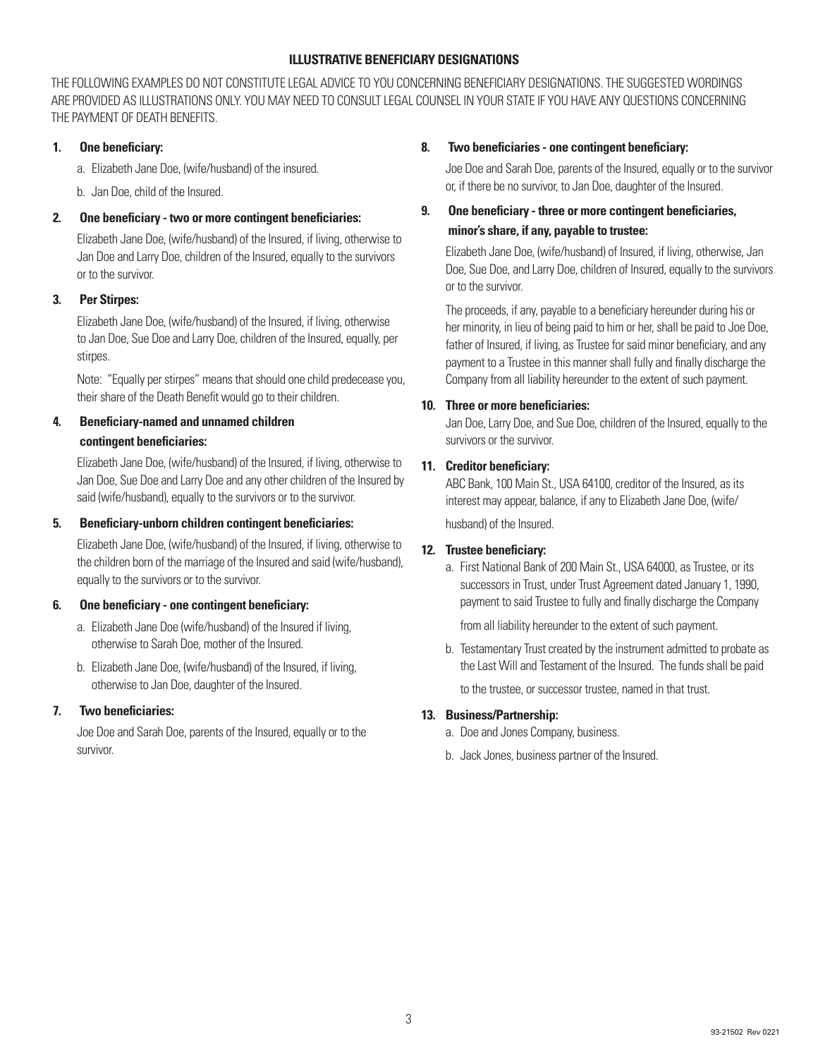## ILLUSTRATIVE BENEFICIARY DESIGNATIONS

THE FOLLOWING EXAMPLES DO NOT CONSTITUTE LEGAL ADVICE TO YOU CONCERNING BENEFICIARY DESIGNATIONS. THE SUGGESTED WORDINGS ARE PROVIDED AS ILLUSTRATIONS ONLY. YOU MAY NEED TO CONSULT LEGAL COUNSEL IN YOUR STATE IF YOU HAVE ANY QUESTIONS CONCERNING THE PAYMENT OF DEATH BENEFITS.

**1. One beneficiary:**

a. Elizabeth Jane Doe, (wife/husband) of the insured.

b. Jan Doe, child of the Insured.

**2. One beneficiary - two or more contingent beneficiaries:**

Elizabeth Jane Doe, (wife/husband) of the Insured, if living, otherwise to Jan Doe and Larry Doe, children of the Insured, equally to the survivors or to the survivor.

**3. Per Stirpes:**

Elizabeth Jane Doe, (wife/husband) of the Insured, if living, otherwise to Jan Doe, Sue Doe and Larry Doe, children of the Insured, equally, per stirpes.

Note: "Equally per stirpes" means that should one child predecease you, their share of the Death Benefit would go to their children.

**4. Beneficiary-named and unnamed children contingent beneficiaries:**

Elizabeth Jane Doe, (wife/husband) of the Insured, if living, otherwise to Jan Doe, Sue Doe and Larry Doe and any other children of the Insured by said (wife/husband), equally to the survivors or to the survivor.

**5. Beneficiary-unborn children contingent beneficiaries:**

Elizabeth Jane Doe, (wife/husband) of the Insured, if living, otherwise to the children born of the marriage of the Insured and said (wife/husband), equally to the survivors or to the survivor.

**6. One beneficiary - one contingent beneficiary:**

a. Elizabeth Jane Doe (wife/husband) of the Insured if living, otherwise to Sarah Doe, mother of the Insured.

b. Elizabeth Jane Doe, (wife/husband) of the Insured, if living, otherwise to Jan Doe, daughter of the Insured.

**7. Two beneficiaries:**

Joe Doe and Sarah Doe, parents of the Insured, equally or to the survivor.

**8. Two beneficiaries - one contingent beneficiary:**

Joe Doe and Sarah Doe, parents of the Insured, equally or to the survivor or, if there be no survivor, to Jan Doe, daughter of the Insured.

**9. One beneficiary - three or more contingent beneficiaries, minor's share, if any, payable to trustee:**

Elizabeth Jane Doe, (wife/husband) of Insured, if living, otherwise, Jan Doe, Sue Doe, and Larry Doe, children of Insured, equally to the survivors or to the survivor.

The proceeds, if any, payable to a beneficiary hereunder during his or her minority, in lieu of being paid to him or her, shall be paid to Joe Doe, father of Insured, if living, as Trustee for said minor beneficiary, and any payment to a Trustee in this manner shall fully and finally discharge the Company from all liability hereunder to the extent of such payment.

**10. Three or more beneficiaries:**

Jan Doe, Larry Doe, and Sue Doe, children of the Insured, equally to the survivors or the survivor.

**11. Creditor beneficiary:**

ABC Bank, 100 Main St., USA 64100, creditor of the Insured, as its interest may appear, balance, if any to Elizabeth Jane Doe, (wife/husband) of the Insured.

**12. Trustee beneficiary:**

a. First National Bank of 200 Main St., USA 64000, as Trustee, or its successors in Trust, under Trust Agreement dated January 1, 1990, payment to said Trustee to fully and finally discharge the Company from all liability hereunder to the extent of such payment.

b. Testamentary Trust created by the instrument admitted to probate as the Last Will and Testament of the Insured. The funds shall be paid to the trustee, or successor trustee, named in that trust.

**13. Business/Partnership:**

a. Doe and Jones Company, business.

b. Jack Jones, business partner of the Insured.

93-21502 Rev 0221